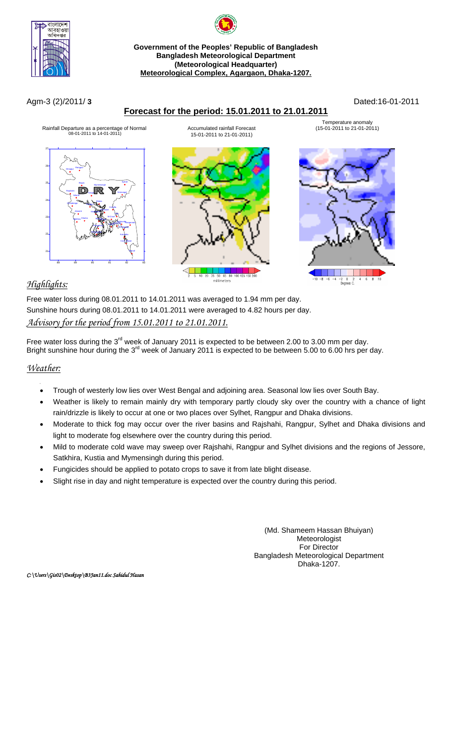**Government of the Peoples' Republic of Bangladesh**
**Bangladesh Meteorological Department**
**(Meteorological Headquarter)**
**Meteorological Complex, Agargaon, Dhaka-1207.**

Agm-3 (2)/2011/ **3** Dated:16-01-2011

## Forecast for the period: 15.01.2011 to 21.01.2011

Rainfall Departure as a percentage of Normal 08-01-2011 to 14-01-2011)

Accumulated rainfall Forecast 15-01-2011 to 21-01-2011)

Temperature anomaly (15-01-2011 to 21-01-2011)

## *Highlights:*

Free water loss during 08.01.2011 to 14.01.2011 was averaged to 1.94 mm per day.
Sunshine hours during 08.01.2011 to 14.01.2011 were averaged to 4.82 hours per day.

## *Advisory for the period from 15.01.2011 to 21.01.2011.*

Free water loss during the 3rd week of January 2011 is expected to be between 2.00 to 3.00 mm per day.
Bright sunshine hour during the 3rd week of January 2011 is expected to be between 5.00 to 6.00 hrs per day.

## *Weather:*

- Trough of westerly low lies over West Bengal and adjoining area. Seasonal low lies over South Bay.
- Weather is likely to remain mainly dry with temporary partly cloudy sky over the country with a chance of light rain/drizzle is likely to occur at one or two places over Sylhet, Rangpur and Dhaka divisions.
- Moderate to thick fog may occur over the river basins and Rajshahi, Rangpur, Sylhet and Dhaka divisions and light to moderate fog elsewhere over the country during this period.
- Mild to moderate cold wave may sweep over Rajshahi, Rangpur and Sylhet divisions and the regions of Jessore, Satkhira, Kustia and Mymensingh during this period.
- Fungicides should be applied to potato crops to save it from late blight disease.
- Slight rise in day and night temperature is expected over the country during this period.

(Md. Shameem Hassan Bhuiyan)
Meteorologist
For Director
Bangladesh Meteorological Department
Dhaka-1207.

*C:\Users\Gis02\Desktop\B3Jan11.doc Sahidul Hasan*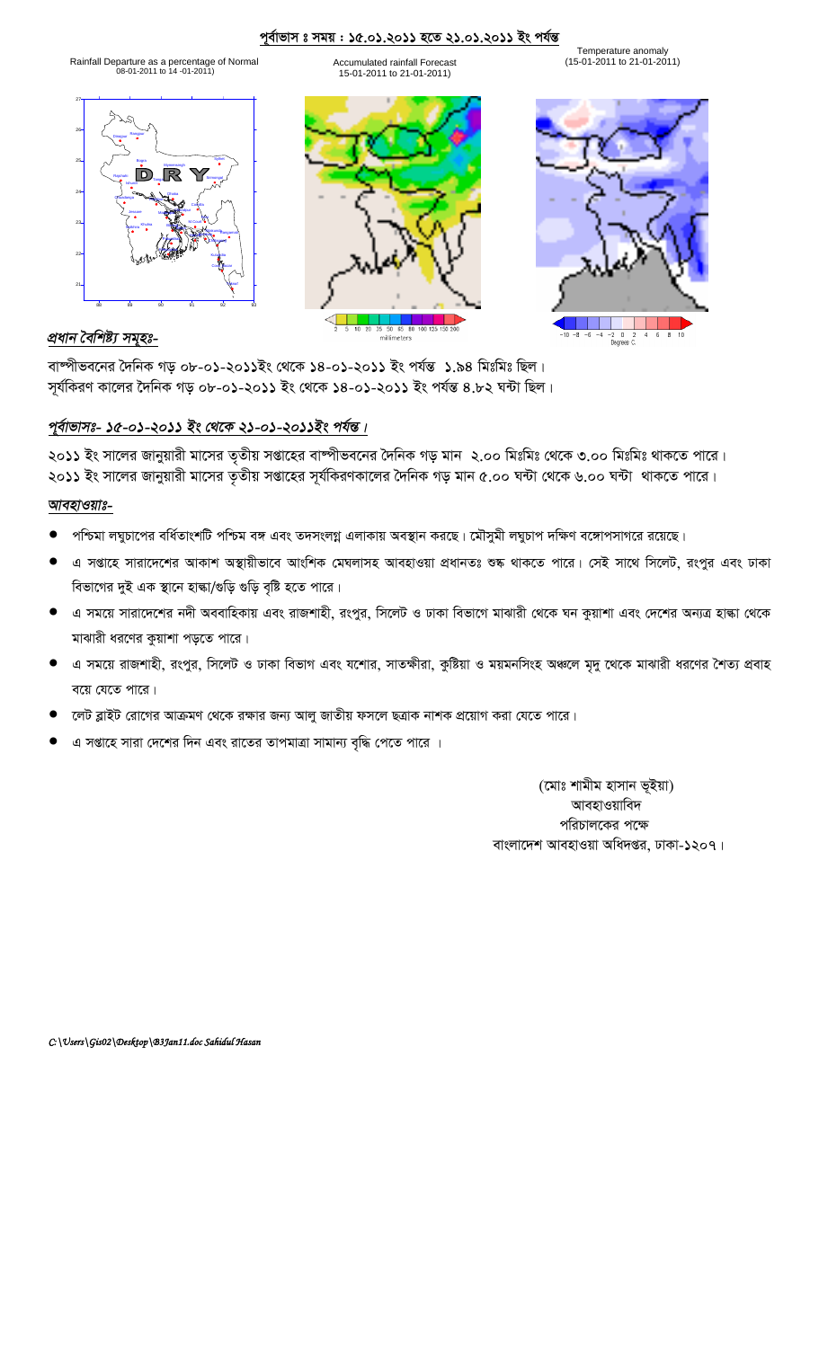## পূর্বাভাস ঃ সময় : ১৫.০১.২০১১ হতে ২১.০১.২০১১ ইং পর্যন্ত

Rainfall Departure as a percentage of Normal 08-01-2011 to 14-01-2011)

Accumulated rainfall Forecast 15-01-2011 to 21-01-2011)

Temperature anomaly (15-01-2011 to 21-01-2011)

### *প্রধান বৈশিষ্ট্য সমূহঃ-*

বাষ্পীভবনের দৈনিক গড় ০৮-০১-২০১১ইং থেকে ১৪-০১-২০১১ ইং পর্যন্ত ১.৯৪ মিঃমিঃ ছিল।
সূর্যকিরণ কালের দৈনিক গড় ০৮-০১-২০১১ ইং থেকে ১৪-০১-২০১১ ইং পর্যন্ত ৪.৮২ ঘন্টা ছিল।

### *পূর্বাভাসঃ- ১৫-০১-২০১১ ইং থেকে ২১-০১-২০১১ইং পর্যন্ত।*

২০১১ ইং সালের জানুয়ারী মাসের তৃতীয় সপ্তাহের বাষ্পীভবনের দৈনিক গড় মান ২.০০ মিঃমিঃ থেকে ৩.০০ মিঃমিঃ থাকতে পারে।
২০১১ ইং সালের জানুয়ারী মাসের তৃতীয় সপ্তাহের সূর্যকিরণকালের দৈনিক গড় মান ৫.০০ ঘন্টা থেকে ৬.০০ ঘন্টা থাকতে পারে।

### *আবহাওয়াঃ-*

- পশ্চিমা লঘুচাপের বর্ধিতাংশটি পশ্চিম বঙ্গ এবং তদসংলগ্ন এলাকায় অবস্থান করছে। মৌসুমী লঘুচাপ দক্ষিণ বঙ্গোপসাগরে রয়েছে।
- এ সপ্তাহে সারাদেশের আকাশ অস্থায়ীভাবে আংশিক মেঘলাসহ আবহাওয়া প্রধানতঃ শুষ্ক থাকতে পারে। সেই সাথে সিলেট, রংপুর এবং ঢাকা বিভাগের দুই এক স্থানে হাল্কা/গুড়ি গুড়ি বৃষ্টি হতে পারে।
- এ সময়ে সারাদেশের নদী অববাহিকায় এবং রাজশাহী, রংপুর, সিলেট ও ঢাকা বিভাগে মাঝারী থেকে ঘন কুয়াশা এবং দেশের অন্যত্র হাল্কা থেকে মাঝারী ধরণের কুয়াশা পড়তে পারে।
- এ সময়ে রাজশাহী, রংপুর, সিলেট ও ঢাকা বিভাগ এবং যশোর, সাতক্ষীরা, কুষ্টিয়া ও ময়মনসিংহ অঞ্চলে মৃদু থেকে মাঝারী ধরণের শৈত্য প্রবাহ বয়ে যেতে পারে।
- লেট ব্লাইট রোগের আক্রমণ থেকে রক্ষার জন্য আলু জাতীয় ফসলে ছত্রাক নাশক প্রয়োগ করা যেতে পারে।
- এ সপ্তাহে সারা দেশের দিন এবং রাতের তাপমাত্রা সামান্য বৃদ্ধি পেতে পারে ।

(মোঃ শামীম হাসান ভূইয়া)
আবহাওয়াবিদ
পরিচালকের পক্ষে
বাংলাদেশ আবহাওয়া অধিদপ্তর, ঢাকা-১২০৭।

*C:\Users\Gis02\Desktop\B3Jan11.doc Sahidul Hasan*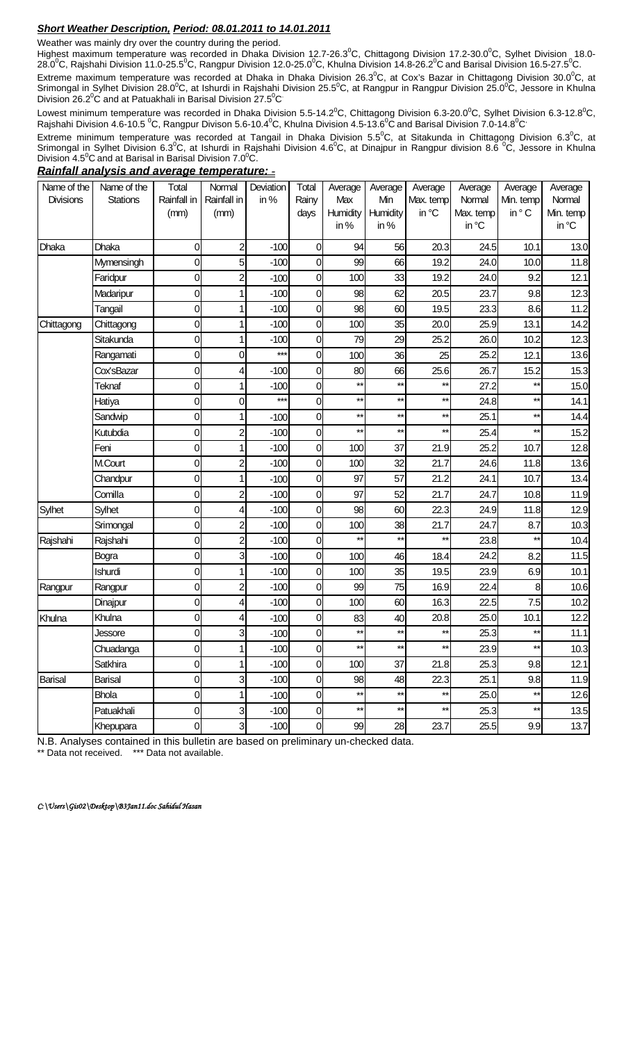## ***Short Weather Description, Period: 08.01.2011 to 14.01.2011***

Weather was mainly dry over the country during the period.

Highest maximum temperature was recorded in Dhaka Division 12.7-26.3$^0$C, Chittagong Division 17.2-30.0$^0$C, Sylhet Division 18.0-28.0$^0$C, Rajshahi Division 11.0-25.5$^0$C, Rangpur Division 12.0-25.0$^0$C, Khulna Division 14.8-26.2$^0$C and Barisal Division 16.5-27.5$^0$C.

Extreme maximum temperature was recorded at Dhaka in Dhaka Division 26.3$^0$C, at Cox's Bazar in Chittagong Division 30.0$^0$C, at Srimongal in Sylhet Division 28.0$^0$C, at Ishurdi in Rajshahi Division 25.5$^0$C, at Rangpur in Rangpur Division 25.0$^0$C, Jessore in Khulna Division 26.2$^0$C and at Patuakhali in Barisal Division 27.5$^0$C.

Lowest minimum temperature was recorded in Dhaka Division 5.5-14.2$^0$C, Chittagong Division 6.3-20.0$^0$C, Sylhet Division 6.3-12.8$^0$C, Rajshahi Division 4.6-10.5 $^0$C, Rangpur Divison 5.6-10.4$^0$C, Khulna Division 4.5-13.6$^0$C and Barisal Division 7.0-14.8$^0$C.

Extreme minimum temperature was recorded at Tangail in Dhaka Division 5.5$^0$C, at Sitakunda in Chittagong Division 6.3$^0$C, at Srimongal in Sylhet Division 6.3$^0$C, at Ishurdi in Rajshahi Division 4.6$^0$C, at Dinajpur in Rangpur division 8.6 $^0$C, Jessore in Khulna Division 4.5$^0$C and at Barisal in Barisal Division 7.0$^0$C.

## ***Rainfall analysis and average temperature: -***

| Name of the Divisions | Name of the Stations | Total Rainfall in (mm) | Normal Rainfall in (mm) | Deviation in % | Total Rainy days | Average Max Humidity in % | Average Min Humidity in % | Average Max. temp in °C | Average Normal Max. temp in °C | Average Min. temp in ° C | Average Normal Min. temp in °C |
|---|---|---|---|---|---|---|---|---|---|---|---|
| Dhaka | Dhaka | 0 | 2 | -100 | 0 | 94 | 56 | 20.3 | 24.5 | 10.1 | 13.0 |
| | Mymensingh | 0 | 5 | -100 | 0 | 99 | 66 | 19.2 | 24.0 | 10.0 | 11.8 |
| | Faridpur | 0 | 2 | -100 | 0 | 100 | 33 | 19.2 | 24.0 | 9.2 | 12.1 |
| | Madaripur | 0 | 1 | -100 | 0 | 98 | 62 | 20.5 | 23.7 | 9.8 | 12.3 |
| | Tangail | 0 | 1 | -100 | 0 | 98 | 60 | 19.5 | 23.3 | 8.6 | 11.2 |
| Chittagong | Chittagong | 0 | 1 | -100 | 0 | 100 | 35 | 20.0 | 25.9 | 13.1 | 14.2 |
| | Sitakunda | 0 | 1 | -100 | 0 | 79 | 29 | 25.2 | 26.0 | 10.2 | 12.3 |
| | Rangamati | 0 | 0 | *** | 0 | 100 | 36 | 25 | 25.2 | 12.1 | 13.6 |
| | Cox'sBazar | 0 | 4 | -100 | 0 | 80 | 66 | 25.6 | 26.7 | 15.2 | 15.3 |
| | Teknaf | 0 | 1 | -100 | 0 | ** | ** | ** | 27.2 | ** | 15.0 |
| | Hatiya | 0 | 0 | *** | 0 | ** | ** | ** | 24.8 | ** | 14.1 |
| | Sandwip | 0 | 1 | -100 | 0 | ** | ** | ** | 25.1 | ** | 14.4 |
| | Kutubdia | 0 | 2 | -100 | 0 | ** | ** | ** | 25.4 | ** | 15.2 |
| | Feni | 0 | 1 | -100 | 0 | 100 | 37 | 21.9 | 25.2 | 10.7 | 12.8 |
| | M.Court | 0 | 2 | -100 | 0 | 100 | 32 | 21.7 | 24.6 | 11.8 | 13.6 |
| | Chandpur | 0 | 1 | -100 | 0 | 97 | 57 | 21.2 | 24.1 | 10.7 | 13.4 |
| | Comilla | 0 | 2 | -100 | 0 | 97 | 52 | 21.7 | 24.7 | 10.8 | 11.9 |
| Sylhet | Sylhet | 0 | 4 | -100 | 0 | 98 | 60 | 22.3 | 24.9 | 11.8 | 12.9 |
| | Srimongal | 0 | 2 | -100 | 0 | 100 | 38 | 21.7 | 24.7 | 8.7 | 10.3 |
| Rajshahi | Rajshahi | 0 | 2 | -100 | 0 | ** | ** | ** | 23.8 | ** | 10.4 |
| | Bogra | 0 | 3 | -100 | 0 | 100 | 46 | 18.4 | 24.2 | 8.2 | 11.5 |
| | Ishurdi | 0 | 1 | -100 | 0 | 100 | 35 | 19.5 | 23.9 | 6.9 | 10.1 |
| Rangpur | Rangpur | 0 | 2 | -100 | 0 | 99 | 75 | 16.9 | 22.4 | 8 | 10.6 |
| | Dinajpur | 0 | 4 | -100 | 0 | 100 | 60 | 16.3 | 22.5 | 7.5 | 10.2 |
| Khulna | Khulna | 0 | 4 | -100 | 0 | 83 | 40 | 20.8 | 25.0 | 10.1 | 12.2 |
| | Jessore | 0 | 3 | -100 | 0 | ** | ** | ** | 25.3 | ** | 11.1 |
| | Chuadanga | 0 | 1 | -100 | 0 | ** | ** | ** | 23.9 | ** | 10.3 |
| | Satkhira | 0 | 1 | -100 | 0 | 100 | 37 | 21.8 | 25.3 | 9.8 | 12.1 |
| Barisal | Barisal | 0 | 3 | -100 | 0 | 98 | 48 | 22.3 | 25.1 | 9.8 | 11.9 |
| | Bhola | 0 | 1 | -100 | 0 | ** | ** | ** | 25.0 | ** | 12.6 |
| | Patuakhali | 0 | 3 | -100 | 0 | ** | ** | ** | 25.3 | ** | 13.5 |
| | Khepupara | 0 | 3 | -100 | 0 | 99 | 28 | 23.7 | 25.5 | 9.9 | 13.7 |

N.B. Analyses contained in this bulletin are based on preliminary un-checked data.

** Data not received. *** Data not available.

*C:\Users\Gis02\Desktop\B3Jan11.doc Sahidul Hasan*